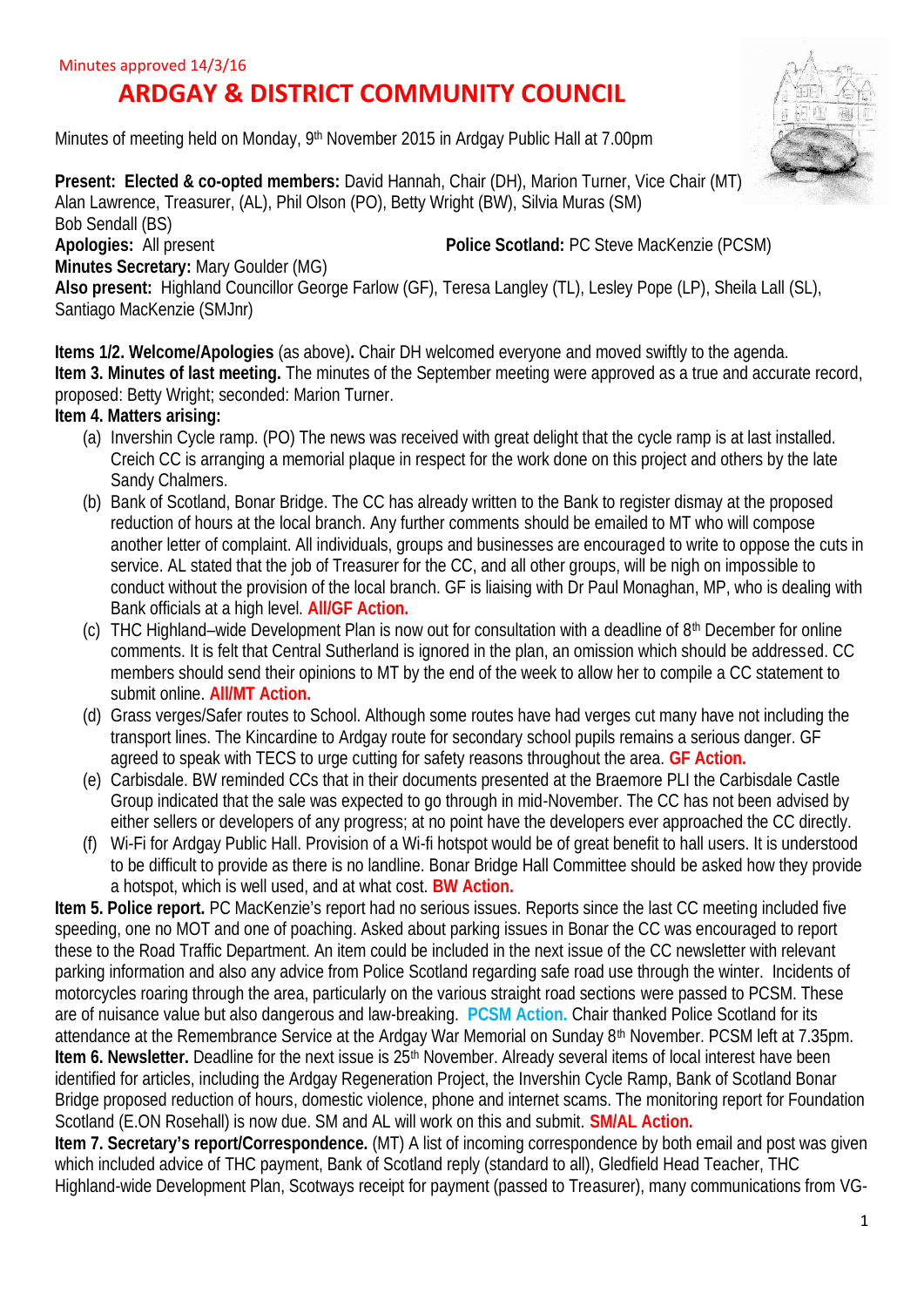Minutes approved 14/3/16

# ARDGAY & DISTRICT COMMUNITY COUNCIL

Minutes of meeting held on Monday, 9th November 2015 in Ardgay Public Hall at 7.00pm

**Present: Elected & co-opted members:** David Hannah, Chair (DH), Marion Turner, Vice Chair (MT) Alan Lawrence, Treasurer, (AL), Phil Olson (PO), Betty Wright (BW), Silvia Muras (SM) Bob Sendall (BS)
**Apologies:** All present **Police Scotland:** PC Steve MacKenzie (PCSM)
**Minutes Secretary:** Mary Goulder (MG)
**Also present:** Highland Councillor George Farlow (GF), Teresa Langley (TL), Lesley Pope (LP), Sheila Lall (SL), Santiago MacKenzie (SMJnr)

**Items 1/2. Welcome/Apologies** (as above)**.** Chair DH welcomed everyone and moved swiftly to the agenda.
**Item 3. Minutes of last meeting.** The minutes of the September meeting were approved as a true and accurate record, proposed: Betty Wright; seconded: Marion Turner.
**Item 4. Matters arising:**

(a) Invershin Cycle ramp. (PO) The news was received with great delight that the cycle ramp is at last installed. Creich CC is arranging a memorial plaque in respect for the work done on this project and others by the late Sandy Chalmers.

(b) Bank of Scotland, Bonar Bridge. The CC has already written to the Bank to register dismay at the proposed reduction of hours at the local branch. Any further comments should be emailed to MT who will compose another letter of complaint. All individuals, groups and businesses are encouraged to write to oppose the cuts in service. AL stated that the job of Treasurer for the CC, and all other groups, will be nigh on impossible to conduct without the provision of the local branch. GF is liaising with Dr Paul Monaghan, MP, who is dealing with Bank officials at a high level. **All/GF Action.**

(c) THC Highland–wide Development Plan is now out for consultation with a deadline of 8th December for online comments. It is felt that Central Sutherland is ignored in the plan, an omission which should be addressed. CC members should send their opinions to MT by the end of the week to allow her to compile a CC statement to submit online. **All/MT Action.**

(d) Grass verges/Safer routes to School. Although some routes have had verges cut many have not including the transport lines. The Kincardine to Ardgay route for secondary school pupils remains a serious danger. GF agreed to speak with TECS to urge cutting for safety reasons throughout the area. **GF Action.**

(e) Carbisdale. BW reminded CCs that in their documents presented at the Braemore PLI the Carbisdale Castle Group indicated that the sale was expected to go through in mid-November. The CC has not been advised by either sellers or developers of any progress; at no point have the developers ever approached the CC directly.

(f) Wi-Fi for Ardgay Public Hall. Provision of a Wi-fi hotspot would be of great benefit to hall users. It is understood to be difficult to provide as there is no landline. Bonar Bridge Hall Committee should be asked how they provide a hotspot, which is well used, and at what cost. **BW Action.**

**Item 5. Police report.** PC MacKenzie's report had no serious issues. Reports since the last CC meeting included five speeding, one no MOT and one of poaching. Asked about parking issues in Bonar the CC was encouraged to report these to the Road Traffic Department. An item could be included in the next issue of the CC newsletter with relevant parking information and also any advice from Police Scotland regarding safe road use through the winter. Incidents of motorcycles roaring through the area, particularly on the various straight road sections were passed to PCSM. These are of nuisance value but also dangerous and law-breaking. **PCSM Action.** Chair thanked Police Scotland for its attendance at the Remembrance Service at the Ardgay War Memorial on Sunday 8th November. PCSM left at 7.35pm.
**Item 6. Newsletter.** Deadline for the next issue is 25th November. Already several items of local interest have been identified for articles, including the Ardgay Regeneration Project, the Invershin Cycle Ramp, Bank of Scotland Bonar Bridge proposed reduction of hours, domestic violence, phone and internet scams. The monitoring report for Foundation Scotland (E.ON Rosehall) is now due. SM and AL will work on this and submit. **SM/AL Action.**
**Item 7. Secretary's report/Correspondence.** (MT) A list of incoming correspondence by both email and post was given which included advice of THC payment, Bank of Scotland reply (standard to all), Gledfield Head Teacher, THC Highland-wide Development Plan, Scotways receipt for payment (passed to Treasurer), many communications from VG-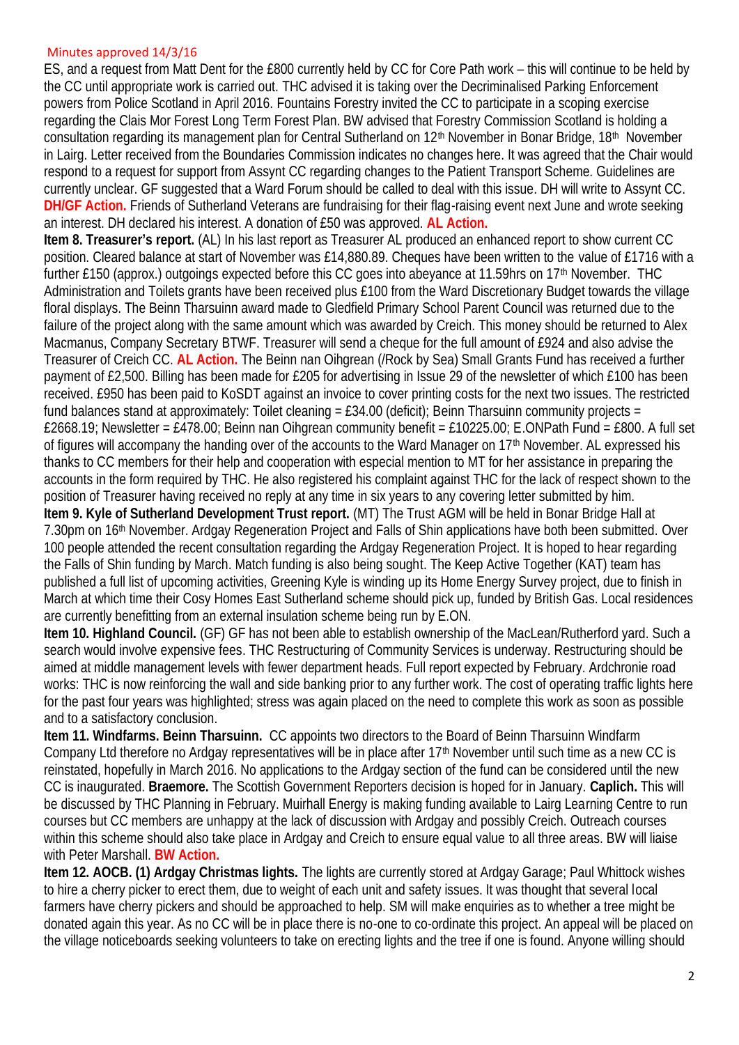Minutes approved 14/3/16

ES, and a request from Matt Dent for the £800 currently held by CC for Core Path work – this will continue to be held by the CC until appropriate work is carried out. THC advised it is taking over the Decriminalised Parking Enforcement powers from Police Scotland in April 2016. Fountains Forestry invited the CC to participate in a scoping exercise regarding the Clais Mor Forest Long Term Forest Plan. BW advised that Forestry Commission Scotland is holding a consultation regarding its management plan for Central Sutherland on 12th November in Bonar Bridge, 18th November in Lairg. Letter received from the Boundaries Commission indicates no changes here. It was agreed that the Chair would respond to a request for support from Assynt CC regarding changes to the Patient Transport Scheme. Guidelines are currently unclear. GF suggested that a Ward Forum should be called to deal with this issue. DH will write to Assynt CC. **DH/GF Action.** Friends of Sutherland Veterans are fundraising for their flag-raising event next June and wrote seeking an interest. DH declared his interest. A donation of £50 was approved. **AL Action.**

**Item 8. Treasurer's report.** (AL) In his last report as Treasurer AL produced an enhanced report to show current CC position. Cleared balance at start of November was £14,880.89. Cheques have been written to the value of £1716 with a further £150 (approx.) outgoings expected before this CC goes into abeyance at 11.59hrs on 17th November. THC Administration and Toilets grants have been received plus £100 from the Ward Discretionary Budget towards the village floral displays. The Beinn Tharsuinn award made to Gledfield Primary School Parent Council was returned due to the failure of the project along with the same amount which was awarded by Creich. This money should be returned to Alex Macmanus, Company Secretary BTWF. Treasurer will send a cheque for the full amount of £924 and also advise the Treasurer of Creich CC. **AL Action.** The Beinn nan Oihgrean (/Rock by Sea) Small Grants Fund has received a further payment of £2,500. Billing has been made for £205 for advertising in Issue 29 of the newsletter of which £100 has been received. £950 has been paid to KoSDT against an invoice to cover printing costs for the next two issues. The restricted fund balances stand at approximately: Toilet cleaning = £34.00 (deficit); Beinn Tharsuinn community projects = £2668.19; Newsletter = £478.00; Beinn nan Oihgrean community benefit = £10225.00; E.ONPath Fund = £800. A full set of figures will accompany the handing over of the accounts to the Ward Manager on 17th November. AL expressed his thanks to CC members for their help and cooperation with especial mention to MT for her assistance in preparing the accounts in the form required by THC. He also registered his complaint against THC for the lack of respect shown to the position of Treasurer having received no reply at any time in six years to any covering letter submitted by him.

**Item 9. Kyle of Sutherland Development Trust report.** (MT) The Trust AGM will be held in Bonar Bridge Hall at 7.30pm on 16th November. Ardgay Regeneration Project and Falls of Shin applications have both been submitted. Over 100 people attended the recent consultation regarding the Ardgay Regeneration Project. It is hoped to hear regarding the Falls of Shin funding by March. Match funding is also being sought. The Keep Active Together (KAT) team has published a full list of upcoming activities, Greening Kyle is winding up its Home Energy Survey project, due to finish in March at which time their Cosy Homes East Sutherland scheme should pick up, funded by British Gas. Local residences are currently benefitting from an external insulation scheme being run by E.ON.

**Item 10. Highland Council.** (GF) GF has not been able to establish ownership of the MacLean/Rutherford yard. Such a search would involve expensive fees. THC Restructuring of Community Services is underway. Restructuring should be aimed at middle management levels with fewer department heads. Full report expected by February. Ardchronie road works: THC is now reinforcing the wall and side banking prior to any further work. The cost of operating traffic lights here for the past four years was highlighted; stress was again placed on the need to complete this work as soon as possible and to a satisfactory conclusion.

**Item 11. Windfarms. Beinn Tharsuinn.** CC appoints two directors to the Board of Beinn Tharsuinn Windfarm Company Ltd therefore no Ardgay representatives will be in place after 17th November until such time as a new CC is reinstated, hopefully in March 2016. No applications to the Ardgay section of the fund can be considered until the new CC is inaugurated. **Braemore.** The Scottish Government Reporters decision is hoped for in January. **Caplich.** This will be discussed by THC Planning in February. Muirhall Energy is making funding available to Lairg Learning Centre to run courses but CC members are unhappy at the lack of discussion with Ardgay and possibly Creich. Outreach courses within this scheme should also take place in Ardgay and Creich to ensure equal value to all three areas. BW will liaise with Peter Marshall. **BW Action.**

**Item 12. AOCB. (1) Ardgay Christmas lights.** The lights are currently stored at Ardgay Garage; Paul Whittock wishes to hire a cherry picker to erect them, due to weight of each unit and safety issues. It was thought that several local farmers have cherry pickers and should be approached to help. SM will make enquiries as to whether a tree might be donated again this year. As no CC will be in place there is no-one to co-ordinate this project. An appeal will be placed on the village noticeboards seeking volunteers to take on erecting lights and the tree if one is found. Anyone willing should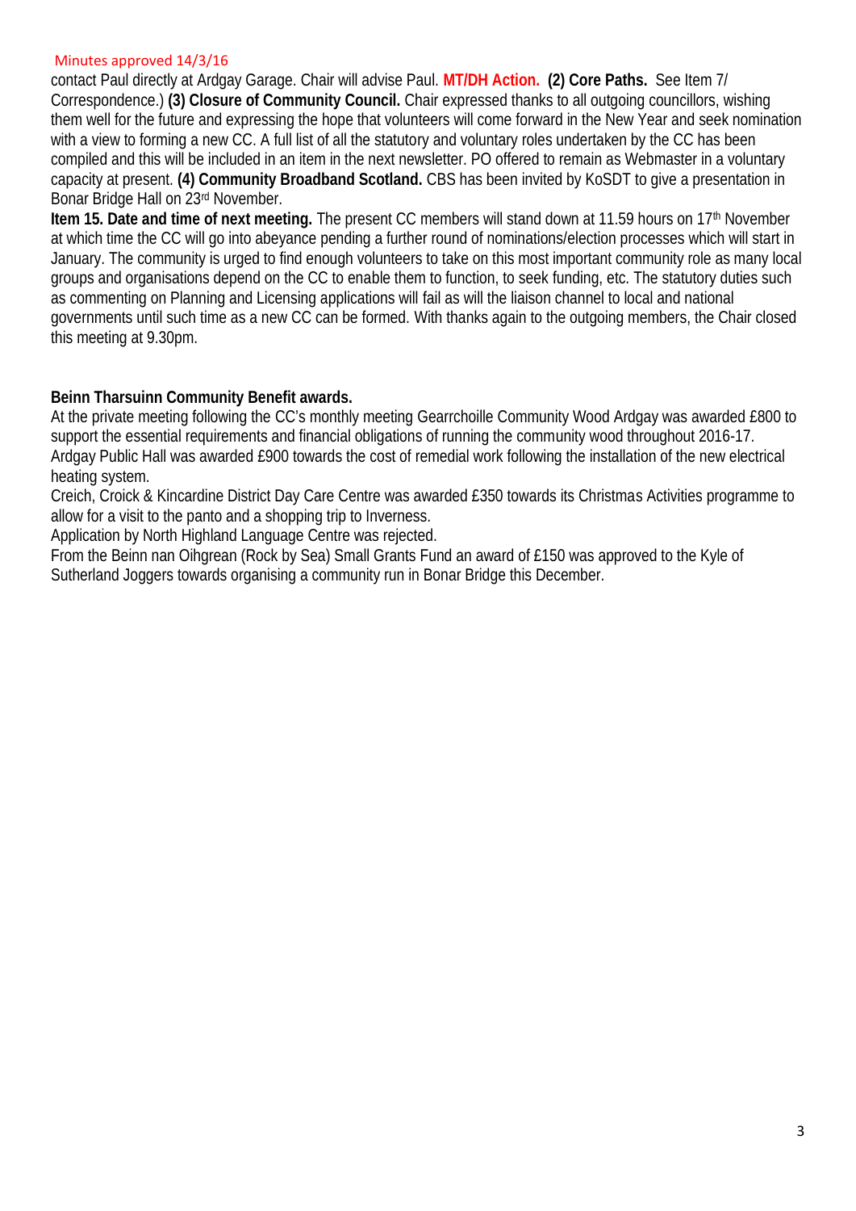Minutes approved 14/3/16

contact Paul directly at Ardgay Garage. Chair will advise Paul. **MT/DH Action.** **(2) Core Paths.** See Item 7/ Correspondence.) **(3) Closure of Community Council.** Chair expressed thanks to all outgoing councillors, wishing them well for the future and expressing the hope that volunteers will come forward in the New Year and seek nomination with a view to forming a new CC. A full list of all the statutory and voluntary roles undertaken by the CC has been compiled and this will be included in an item in the next newsletter. PO offered to remain as Webmaster in a voluntary capacity at present. **(4) Community Broadband Scotland.** CBS has been invited by KoSDT to give a presentation in Bonar Bridge Hall on 23rd November.

**Item 15. Date and time of next meeting.** The present CC members will stand down at 11.59 hours on 17th November at which time the CC will go into abeyance pending a further round of nominations/election processes which will start in January. The community is urged to find enough volunteers to take on this most important community role as many local groups and organisations depend on the CC to enable them to function, to seek funding, etc. The statutory duties such as commenting on Planning and Licensing applications will fail as will the liaison channel to local and national governments until such time as a new CC can be formed. With thanks again to the outgoing members, the Chair closed this meeting at 9.30pm.

**Beinn Tharsuinn Community Benefit awards.**

At the private meeting following the CC's monthly meeting Gearrchoille Community Wood Ardgay was awarded £800 to support the essential requirements and financial obligations of running the community wood throughout 2016-17.

Ardgay Public Hall was awarded £900 towards the cost of remedial work following the installation of the new electrical heating system.

Creich, Croick & Kincardine District Day Care Centre was awarded £350 towards its Christmas Activities programme to allow for a visit to the panto and a shopping trip to Inverness.

Application by North Highland Language Centre was rejected.

From the Beinn nan Oihgrean (Rock by Sea) Small Grants Fund an award of £150 was approved to the Kyle of Sutherland Joggers towards organising a community run in Bonar Bridge this December.